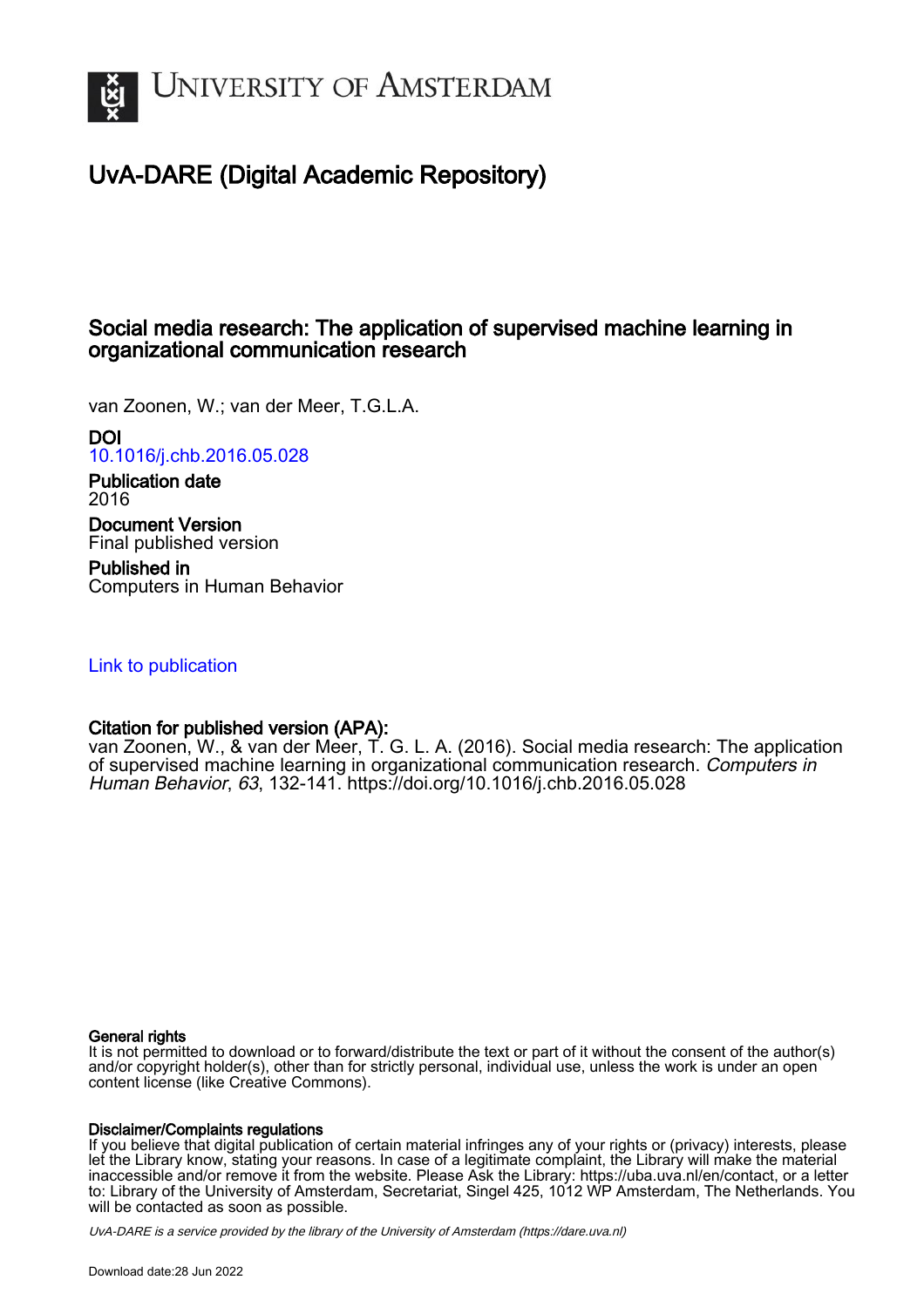UNIVERSITY OF AMSTERDAM

# UvA-DARE (Digital Academic Repository)

## Social media research: The application of supervised machine learning in organizational communication research

van Zoonen, W.; van der Meer, T.G.L.A.

**DOI**
10.1016/j.chb.2016.05.028

**Publication date**
2016

**Document Version**
Final published version

**Published in**
Computers in Human Behavior

Link to publication

**Citation for published version (APA):**
van Zoonen, W., & van der Meer, T. G. L. A. (2016). Social media research: The application of supervised machine learning in organizational communication research. *Computers in Human Behavior*, *63*, 132-141. https://doi.org/10.1016/j.chb.2016.05.028

**General rights**
It is not permitted to download or to forward/distribute the text or part of it without the consent of the author(s) and/or copyright holder(s), other than for strictly personal, individual use, unless the work is under an open content license (like Creative Commons).

**Disclaimer/Complaints regulations**
If you believe that digital publication of certain material infringes any of your rights or (privacy) interests, please let the Library know, stating your reasons. In case of a legitimate complaint, the Library will make the material inaccessible and/or remove it from the website. Please Ask the Library: https://uba.uva.nl/en/contact, or a letter to: Library of the University of Amsterdam, Secretariat, Singel 425, 1012 WP Amsterdam, The Netherlands. You will be contacted as soon as possible.

*UvA-DARE is a service provided by the library of the University of Amsterdam (https://dare.uva.nl)*

Download date:28 Jun 2022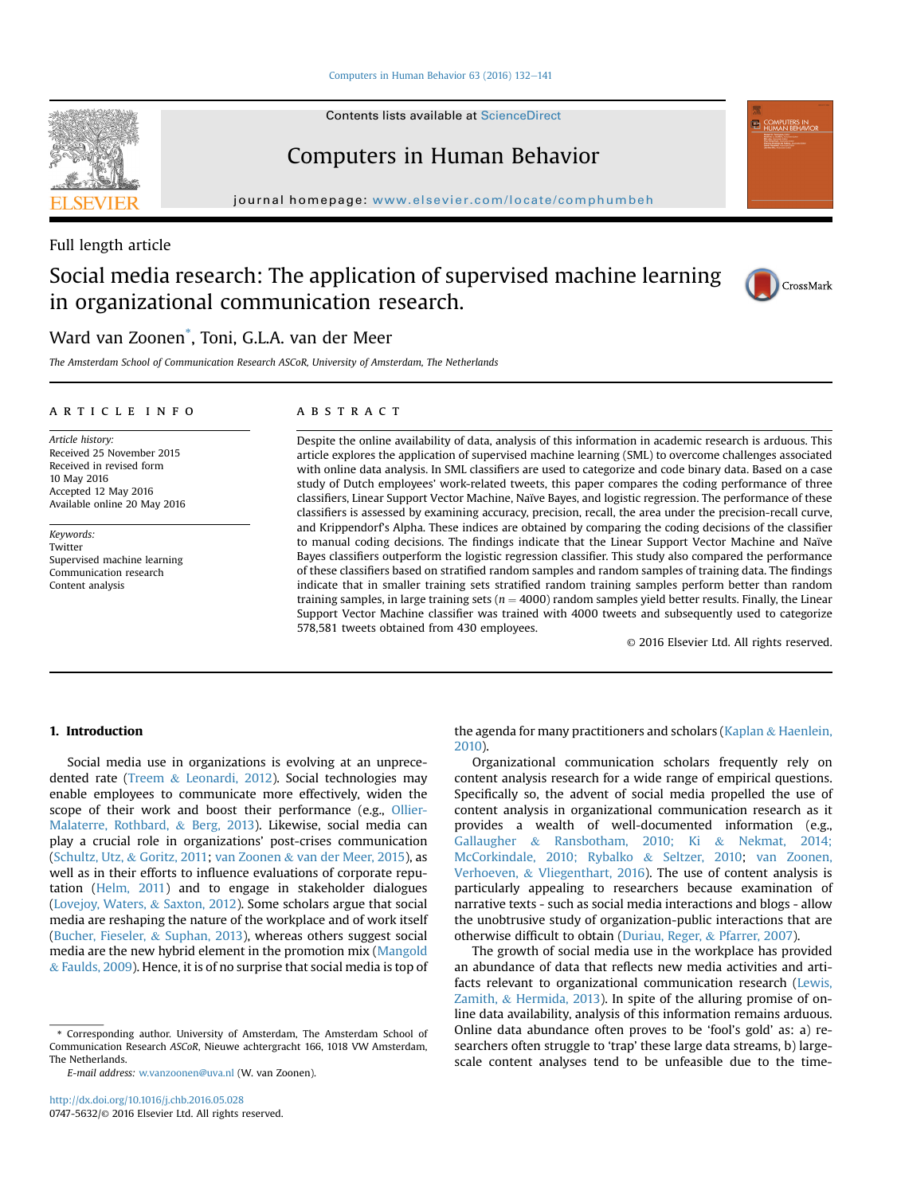Full length article

# Social media research: The application of supervised machine learning in organizational communication research.

Ward van Zoonen*, Toni, G.L.A. van der Meer

*The Amsterdam School of Communication Research ASCoR, University of Amsterdam, The Netherlands*

## ARTICLE INFO

*Article history:*
Received 25 November 2015
Received in revised form
10 May 2016
Accepted 12 May 2016
Available online 20 May 2016

*Keywords:*
Twitter
Supervised machine learning
Communication research
Content analysis

## ABSTRACT

Despite the online availability of data, analysis of this information in academic research is arduous. This article explores the application of supervised machine learning (SML) to overcome challenges associated with online data analysis. In SML classifiers are used to categorize and code binary data. Based on a case study of Dutch employees' work-related tweets, this paper compares the coding performance of three classifiers, Linear Support Vector Machine, Naïve Bayes, and logistic regression. The performance of these classifiers is assessed by examining accuracy, precision, recall, the area under the precision-recall curve, and Krippendorf's Alpha. These indices are obtained by comparing the coding decisions of the classifier to manual coding decisions. The findings indicate that the Linear Support Vector Machine and Naïve Bayes classifiers outperform the logistic regression classifier. This study also compared the performance of these classifiers based on stratified random samples and random samples of training data. The findings indicate that in smaller training sets stratified random training samples perform better than random training samples, in large training sets ($n = 4000$) random samples yield better results. Finally, the Linear Support Vector Machine classifier was trained with 4000 tweets and subsequently used to categorize 578,581 tweets obtained from 430 employees.

© 2016 Elsevier Ltd. All rights reserved.

## 1. Introduction

Social media use in organizations is evolving at an unprecedented rate (Treem & Leonardi, 2012). Social technologies may enable employees to communicate more effectively, widen the scope of their work and boost their performance (e.g., Ollier-Malaterre, Rothbard, & Berg, 2013). Likewise, social media can play a crucial role in organizations' post-crises communication (Schultz, Utz, & Goritz, 2011; van Zoonen & van der Meer, 2015), as well as in their efforts to influence evaluations of corporate reputation (Helm, 2011) and to engage in stakeholder dialogues (Lovejoy, Waters, & Saxton, 2012). Some scholars argue that social media are reshaping the nature of the workplace and of work itself (Bucher, Fieseler, & Suphan, 2013), whereas others suggest social media are the new hybrid element in the promotion mix (Mangold & Faulds, 2009). Hence, it is of no surprise that social media is top of the agenda for many practitioners and scholars (Kaplan & Haenlein, 2010).

Organizational communication scholars frequently rely on content analysis research for a wide range of empirical questions. Specifically so, the advent of social media propelled the use of content analysis in organizational communication research as it provides a wealth of well-documented information (e.g., Gallaugher & Ransbotham, 2010; Ki & Nekmat, 2014; McCorkindale, 2010; Rybalko & Seltzer, 2010; van Zoonen, Verhoeven, & Vliegenthart, 2016). The use of content analysis is particularly appealing to researchers because examination of narrative texts - such as social media interactions and blogs - allow the unobtrusive study of organization-public interactions that are otherwise difficult to obtain (Duriau, Reger, & Pfarrer, 2007).

The growth of social media use in the workplace has provided an abundance of data that reflects new media activities and artifacts relevant to organizational communication research (Lewis, Zamith, & Hermida, 2013). In spite of the alluring promise of online data availability, analysis of this information remains arduous. Online data abundance often proves to be 'fool's gold' as: a) researchers often struggle to 'trap' these large data streams, b) large-scale content analyses tend to be unfeasible due to the time-

* Corresponding author. University of Amsterdam, The Amsterdam School of Communication Research *ASCoR*, Nieuwe achtergracht 166, 1018 VW Amsterdam, The Netherlands.

*E-mail address:* w.vanzoonen@uva.nl (W. van Zoonen).

http://dx.doi.org/10.1016/j.chb.2016.05.028
0747-5632/© 2016 Elsevier Ltd. All rights reserved.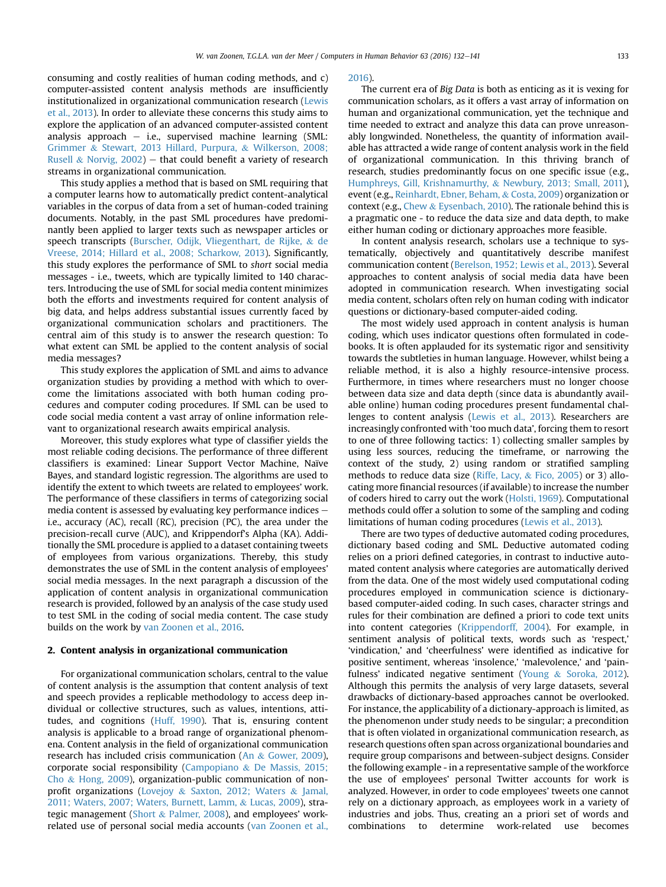consuming and costly realities of human coding methods, and c) computer-assisted content analysis methods are insufficiently institutionalized in organizational communication research (Lewis et al., 2013). In order to alleviate these concerns this study aims to explore the application of an advanced computer-assisted content analysis approach – i.e., supervised machine learning (SML: Grimmer & Stewart, 2013 Hillard, Purpura, & Wilkerson, 2008; Rusell & Norvig, 2002) – that could benefit a variety of research streams in organizational communication.

This study applies a method that is based on SML requiring that a computer learns how to automatically predict content-analytical variables in the corpus of data from a set of human-coded training documents. Notably, in the past SML procedures have predominantly been applied to larger texts such as newspaper articles or speech transcripts (Burscher, Odijk, Vliegenthart, de Rijke, & de Vreese, 2014; Hillard et al., 2008; Scharkow, 2013). Significantly, this study explores the performance of SML to *short* social media messages - i.e., tweets, which are typically limited to 140 characters. Introducing the use of SML for social media content minimizes both the efforts and investments required for content analysis of big data, and helps address substantial issues currently faced by organizational communication scholars and practitioners. The central aim of this study is to answer the research question: To what extent can SML be applied to the content analysis of social media messages?

This study explores the application of SML and aims to advance organization studies by providing a method with which to overcome the limitations associated with both human coding procedures and computer coding procedures. If SML can be used to code social media content a vast array of online information relevant to organizational research awaits empirical analysis.

Moreover, this study explores what type of classifier yields the most reliable coding decisions. The performance of three different classifiers is examined: Linear Support Vector Machine, Naïve Bayes, and standard logistic regression. The algorithms are used to identify the extent to which tweets are related to employees' work. The performance of these classifiers in terms of categorizing social media content is assessed by evaluating key performance indices – i.e., accuracy (AC), recall (RC), precision (PC), the area under the precision-recall curve (AUC), and Krippendorf's Alpha (KA). Additionally the SML procedure is applied to a dataset containing tweets of employees from various organizations. Thereby, this study demonstrates the use of SML in the content analysis of employees' social media messages. In the next paragraph a discussion of the application of content analysis in organizational communication research is provided, followed by an analysis of the case study used to test SML in the coding of social media content. The case study builds on the work by van Zoonen et al., 2016.

## 2. Content analysis in organizational communication

For organizational communication scholars, central to the value of content analysis is the assumption that content analysis of text and speech provides a replicable methodology to access deep individual or collective structures, such as values, intentions, attitudes, and cognitions (Huff, 1990). That is, ensuring content analysis is applicable to a broad range of organizational phenomena. Content analysis in the field of organizational communication research has included crisis communication (An & Gower, 2009), corporate social responsibility (Campopiano & De Massis, 2015; Cho & Hong, 2009), organization-public communication of nonprofit organizations (Lovejoy & Saxton, 2012; Waters & Jamal, 2011; Waters, 2007; Waters, Burnett, Lamm, & Lucas, 2009), strategic management (Short & Palmer, 2008), and employees' work-related use of personal social media accounts (van Zoonen et al., 2016).

The current era of *Big Data* is both as enticing as it is vexing for communication scholars, as it offers a vast array of information on human and organizational communication, yet the technique and time needed to extract and analyze this data can prove unreasonably longwinded. Nonetheless, the quantity of information available has attracted a wide range of content analysis work in the field of organizational communication. In this thriving branch of research, studies predominantly focus on one specific issue (e.g., Humphreys, Gill, Krishnamurthy, & Newbury, 2013; Small, 2011), event (e.g., Reinhardt, Ebner, Beham, & Costa, 2009) organization or context (e.g., Chew & Eysenbach, 2010). The rationale behind this is a pragmatic one - to reduce the data size and data depth, to make either human coding or dictionary approaches more feasible.

In content analysis research, scholars use a technique to systematically, objectively and quantitatively describe manifest communication content (Berelson, 1952; Lewis et al., 2013). Several approaches to content analysis of social media data have been adopted in communication research. When investigating social media content, scholars often rely on human coding with indicator questions or dictionary-based computer-aided coding.

The most widely used approach in content analysis is human coding, which uses indicator questions often formulated in codebooks. It is often applauded for its systematic rigor and sensitivity towards the subtleties in human language. However, whilst being a reliable method, it is also a highly resource-intensive process. Furthermore, in times where researchers must no longer choose between data size and data depth (since data is abundantly available online) human coding procedures present fundamental challenges to content analysis (Lewis et al., 2013). Researchers are increasingly confronted with 'too much data', forcing them to resort to one of three following tactics: 1) collecting smaller samples by using less sources, reducing the timeframe, or narrowing the context of the study, 2) using random or stratified sampling methods to reduce data size (Riffe, Lacy, & Fico, 2005) or 3) allocating more financial resources (if available) to increase the number of coders hired to carry out the work (Holsti, 1969). Computational methods could offer a solution to some of the sampling and coding limitations of human coding procedures (Lewis et al., 2013).

There are two types of deductive automated coding procedures, dictionary based coding and SML. Deductive automated coding relies on a priori defined categories, in contrast to inductive automated content analysis where categories are automatically derived from the data. One of the most widely used computational coding procedures employed in communication science is dictionary-based computer-aided coding. In such cases, character strings and rules for their combination are defined a priori to code text units into content categories (Krippendorff, 2004). For example, in sentiment analysis of political texts, words such as 'respect,' 'vindication,' and 'cheerfulness' were identified as indicative for positive sentiment, whereas 'insolence,' 'malevolence,' and 'painfulness' indicated negative sentiment (Young & Soroka, 2012). Although this permits the analysis of very large datasets, several drawbacks of dictionary-based approaches cannot be overlooked. For instance, the applicability of a dictionary-approach is limited, as the phenomenon under study needs to be singular; a precondition that is often violated in organizational communication research, as research questions often span across organizational boundaries and require group comparisons and between-subject designs. Consider the following example - in a representative sample of the workforce the use of employees' personal Twitter accounts for work is analyzed. However, in order to code employees' tweets one cannot rely on a dictionary approach, as employees work in a variety of industries and jobs. Thus, creating an a priori set of words and combinations to determine work-related use becomes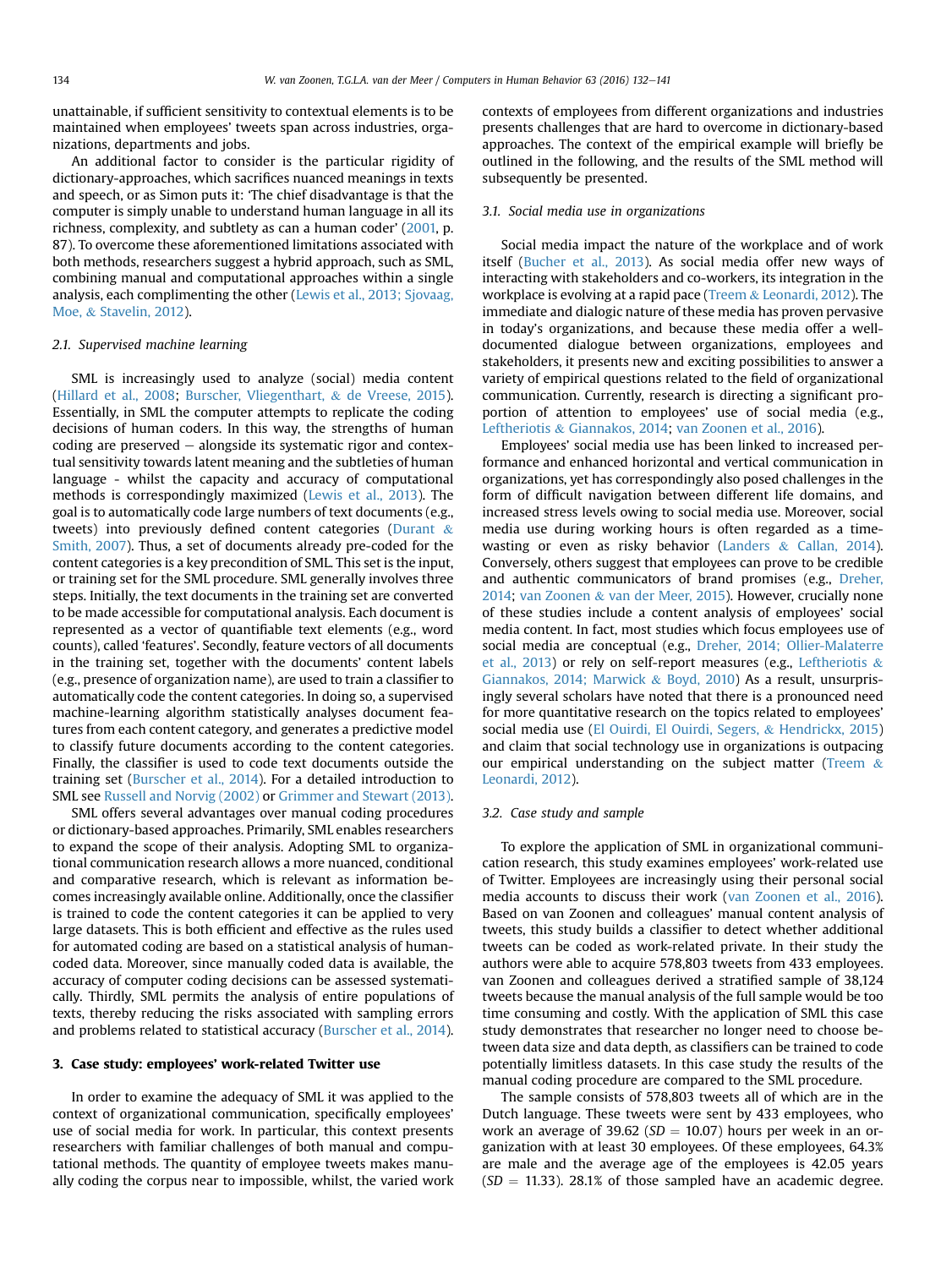unattainable, if sufficient sensitivity to contextual elements is to be maintained when employees' tweets span across industries, organizations, departments and jobs.

An additional factor to consider is the particular rigidity of dictionary-approaches, which sacrifices nuanced meanings in texts and speech, or as Simon puts it: 'The chief disadvantage is that the computer is simply unable to understand human language in all its richness, complexity, and subtlety as can a human coder' (2001, p. 87). To overcome these aforementioned limitations associated with both methods, researchers suggest a hybrid approach, such as SML, combining manual and computational approaches within a single analysis, each complimenting the other (Lewis et al., 2013; Sjovaag, Moe, & Stavelin, 2012).

### 2.1. Supervised machine learning

SML is increasingly used to analyze (social) media content (Hillard et al., 2008; Burscher, Vliegenthart, & de Vreese, 2015). Essentially, in SML the computer attempts to replicate the coding decisions of human coders. In this way, the strengths of human coding are preserved – alongside its systematic rigor and contextual sensitivity towards latent meaning and the subtleties of human language - whilst the capacity and accuracy of computational methods is correspondingly maximized (Lewis et al., 2013). The goal is to automatically code large numbers of text documents (e.g., tweets) into previously defined content categories (Durant & Smith, 2007). Thus, a set of documents already pre-coded for the content categories is a key precondition of SML. This set is the input, or training set for the SML procedure. SML generally involves three steps. Initially, the text documents in the training set are converted to be made accessible for computational analysis. Each document is represented as a vector of quantifiable text elements (e.g., word counts), called 'features'. Secondly, feature vectors of all documents in the training set, together with the documents' content labels (e.g., presence of organization name), are used to train a classifier to automatically code the content categories. In doing so, a supervised machine-learning algorithm statistically analyses document features from each content category, and generates a predictive model to classify future documents according to the content categories. Finally, the classifier is used to code text documents outside the training set (Burscher et al., 2014). For a detailed introduction to SML see Russell and Norvig (2002) or Grimmer and Stewart (2013).

SML offers several advantages over manual coding procedures or dictionary-based approaches. Primarily, SML enables researchers to expand the scope of their analysis. Adopting SML to organizational communication research allows a more nuanced, conditional and comparative research, which is relevant as information becomes increasingly available online. Additionally, once the classifier is trained to code the content categories it can be applied to very large datasets. This is both efficient and effective as the rules used for automated coding are based on a statistical analysis of human-coded data. Moreover, since manually coded data is available, the accuracy of computer coding decisions can be assessed systematically. Thirdly, SML permits the analysis of entire populations of texts, thereby reducing the risks associated with sampling errors and problems related to statistical accuracy (Burscher et al., 2014).

## 3. Case study: employees' work-related Twitter use

In order to examine the adequacy of SML it was applied to the context of organizational communication, specifically employees' use of social media for work. In particular, this context presents researchers with familiar challenges of both manual and computational methods. The quantity of employee tweets makes manually coding the corpus near to impossible, whilst, the varied work contexts of employees from different organizations and industries presents challenges that are hard to overcome in dictionary-based approaches. The context of the empirical example will briefly be outlined in the following, and the results of the SML method will subsequently be presented.

### 3.1. Social media use in organizations

Social media impact the nature of the workplace and of work itself (Bucher et al., 2013). As social media offer new ways of interacting with stakeholders and co-workers, its integration in the workplace is evolving at a rapid pace (Treem & Leonardi, 2012). The immediate and dialogic nature of these media has proven pervasive in today's organizations, and because these media offer a well-documented dialogue between organizations, employees and stakeholders, it presents new and exciting possibilities to answer a variety of empirical questions related to the field of organizational communication. Currently, research is directing a significant proportion of attention to employees' use of social media (e.g., Leftheriotis & Giannakos, 2014; van Zoonen et al., 2016).

Employees' social media use has been linked to increased performance and enhanced horizontal and vertical communication in organizations, yet has correspondingly also posed challenges in the form of difficult navigation between different life domains, and increased stress levels owing to social media use. Moreover, social media use during working hours is often regarded as a time-wasting or even as risky behavior (Landers & Callan, 2014). Conversely, others suggest that employees can prove to be credible and authentic communicators of brand promises (e.g., Dreher, 2014; van Zoonen & van der Meer, 2015). However, crucially none of these studies include a content analysis of employees' social media content. In fact, most studies which focus employees use of social media are conceptual (e.g., Dreher, 2014; Ollier-Malaterre et al., 2013) or rely on self-report measures (e.g., Leftheriotis & Giannakos, 2014; Marwick & Boyd, 2010) As a result, unsurprisingly several scholars have noted that there is a pronounced need for more quantitative research on the topics related to employees' social media use (El Ouirdi, El Ouirdi, Segers, & Hendrickx, 2015) and claim that social technology use in organizations is outpacing our empirical understanding on the subject matter (Treem & Leonardi, 2012).

### 3.2. Case study and sample

To explore the application of SML in organizational communication research, this study examines employees' work-related use of Twitter. Employees are increasingly using their personal social media accounts to discuss their work (van Zoonen et al., 2016). Based on van Zoonen and colleagues' manual content analysis of tweets, this study builds a classifier to detect whether additional tweets can be coded as work-related private. In their study the authors were able to acquire 578,803 tweets from 433 employees. van Zoonen and colleagues derived a stratified sample of 38,124 tweets because the manual analysis of the full sample would be too time consuming and costly. With the application of SML this case study demonstrates that researcher no longer need to choose between data size and data depth, as classifiers can be trained to code potentially limitless datasets. In this case study the results of the manual coding procedure are compared to the SML procedure.

The sample consists of 578,803 tweets all of which are in the Dutch language. These tweets were sent by 433 employees, who work an average of 39.62 ($SD = 10.07$) hours per week in an organization with at least 30 employees. Of these employees, 64.3% are male and the average age of the employees is 42.05 years ($SD = 11.33$). 28.1% of those sampled have an academic degree.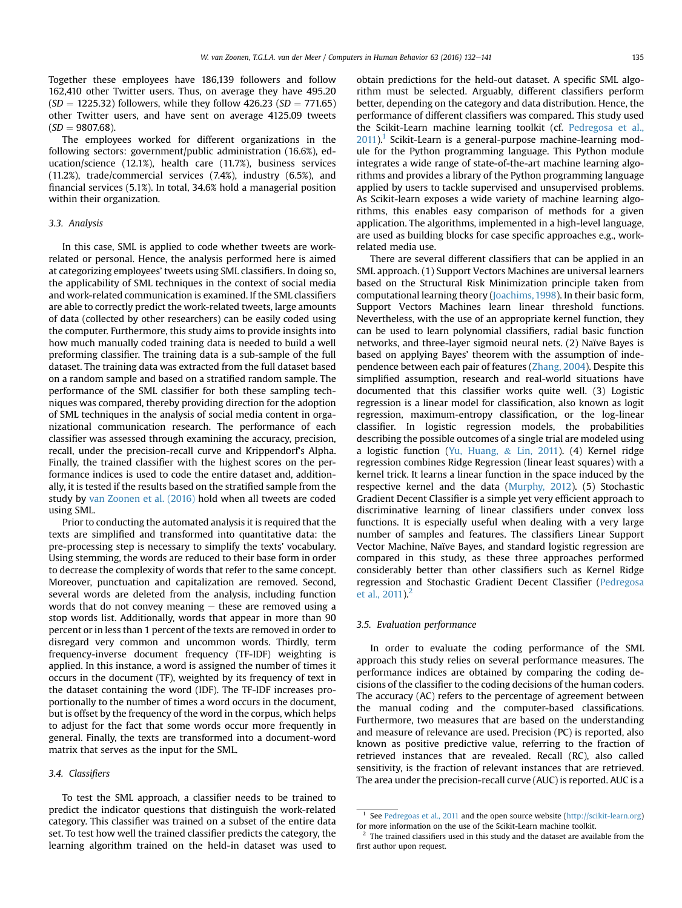Together these employees have 186,139 followers and follow 162,410 other Twitter users. Thus, on average they have 495.20 ($SD = 1225.32$) followers, while they follow 426.23 ($SD = 771.65$) other Twitter users, and have sent on average 4125.09 tweets ($SD = 9807.68$).

The employees worked for different organizations in the following sectors: government/public administration (16.6%), education/science (12.1%), health care (11.7%), business services (11.2%), trade/commercial services (7.4%), industry (6.5%), and financial services (5.1%). In total, 34.6% hold a managerial position within their organization.

### 3.3. Analysis

In this case, SML is applied to code whether tweets are work-related or personal. Hence, the analysis performed here is aimed at categorizing employees' tweets using SML classifiers. In doing so, the applicability of SML techniques in the context of social media and work-related communication is examined. If the SML classifiers are able to correctly predict the work-related tweets, large amounts of data (collected by other researchers) can be easily coded using the computer. Furthermore, this study aims to provide insights into how much manually coded training data is needed to build a well preforming classifier. The training data is a sub-sample of the full dataset. The training data was extracted from the full dataset based on a random sample and based on a stratified random sample. The performance of the SML classifier for both these sampling techniques was compared, thereby providing direction for the adoption of SML techniques in the analysis of social media content in organizational communication research. The performance of each classifier was assessed through examining the accuracy, precision, recall, under the precision-recall curve and Krippendorf's Alpha. Finally, the trained classifier with the highest scores on the performance indices is used to code the entire dataset and, additionally, it is tested if the results based on the stratified sample from the study by van Zoonen et al. (2016) hold when all tweets are coded using SML.

Prior to conducting the automated analysis it is required that the texts are simplified and transformed into quantitative data: the pre-processing step is necessary to simplify the texts' vocabulary. Using stemming, the words are reduced to their base form in order to decrease the complexity of words that refer to the same concept. Moreover, punctuation and capitalization are removed. Second, several words are deleted from the analysis, including function words that do not convey meaning – these are removed using a stop words list. Additionally, words that appear in more than 90 percent or in less than 1 percent of the texts are removed in order to disregard very common and uncommon words. Thirdly, term frequency-inverse document frequency (TF-IDF) weighting is applied. In this instance, a word is assigned the number of times it occurs in the document (TF), weighted by its frequency of text in the dataset containing the word (IDF). The TF-IDF increases proportionally to the number of times a word occurs in the document, but is offset by the frequency of the word in the corpus, which helps to adjust for the fact that some words occur more frequently in general. Finally, the texts are transformed into a document-word matrix that serves as the input for the SML.

### 3.4. Classifiers

To test the SML approach, a classifier needs to be trained to predict the indicator questions that distinguish the work-related category. This classifier was trained on a subset of the entire data set. To test how well the trained classifier predicts the category, the learning algorithm trained on the held-in dataset was used to obtain predictions for the held-out dataset. A specific SML algorithm must be selected. Arguably, different classifiers perform better, depending on the category and data distribution. Hence, the performance of different classifiers was compared. This study used the Scikit-Learn machine learning toolkit (cf. Pedregosa et al., 2011).[1] Scikit-Learn is a general-purpose machine-learning module for the Python programming language. This Python module integrates a wide range of state-of-the-art machine learning algorithms and provides a library of the Python programming language applied by users to tackle supervised and unsupervised problems. As Scikit-learn exposes a wide variety of machine learning algorithms, this enables easy comparison of methods for a given application. The algorithms, implemented in a high-level language, are used as building blocks for case specific approaches e.g., work-related media use.

There are several different classifiers that can be applied in an SML approach. (1) Support Vectors Machines are universal learners based on the Structural Risk Minimization principle taken from computational learning theory (Joachims, 1998). In their basic form, Support Vectors Machines learn linear threshold functions. Nevertheless, with the use of an appropriate kernel function, they can be used to learn polynomial classifiers, radial basic function networks, and three-layer sigmoid neural nets. (2) Naïve Bayes is based on applying Bayes' theorem with the assumption of independence between each pair of features (Zhang, 2004). Despite this simplified assumption, research and real-world situations have documented that this classifier works quite well. (3) Logistic regression is a linear model for classification, also known as logit regression, maximum-entropy classification, or the log-linear classifier. In logistic regression models, the probabilities describing the possible outcomes of a single trial are modeled using a logistic function (Yu, Huang, & Lin, 2011). (4) Kernel ridge regression combines Ridge Regression (linear least squares) with a kernel trick. It learns a linear function in the space induced by the respective kernel and the data (Murphy, 2012). (5) Stochastic Gradient Decent Classifier is a simple yet very efficient approach to discriminative learning of linear classifiers under convex loss functions. It is especially useful when dealing with a very large number of samples and features. The classifiers Linear Support Vector Machine, Naïve Bayes, and standard logistic regression are compared in this study, as these three approaches performed considerably better than other classifiers such as Kernel Ridge regression and Stochastic Gradient Decent Classifier (Pedregosa et al., 2011).[2]

### 3.5. Evaluation performance

In order to evaluate the coding performance of the SML approach this study relies on several performance measures. The performance indices are obtained by comparing the coding decisions of the classifier to the coding decisions of the human coders. The accuracy (AC) refers to the percentage of agreement between the manual coding and the computer-based classifications. Furthermore, two measures that are based on the understanding and measure of relevance are used. Precision (PC) is reported, also known as positive predictive value, referring to the fraction of retrieved instances that are revealed. Recall (RC), also called sensitivity, is the fraction of relevant instances that are retrieved. The area under the precision-recall curve (AUC) is reported. AUC is a

[1] See Pedregoas et al., 2011 and the open source website (http://scikit-learn.org) for more information on the use of the Scikit-Learn machine toolkit.

[2] The trained classifiers used in this study and the dataset are available from the first author upon request.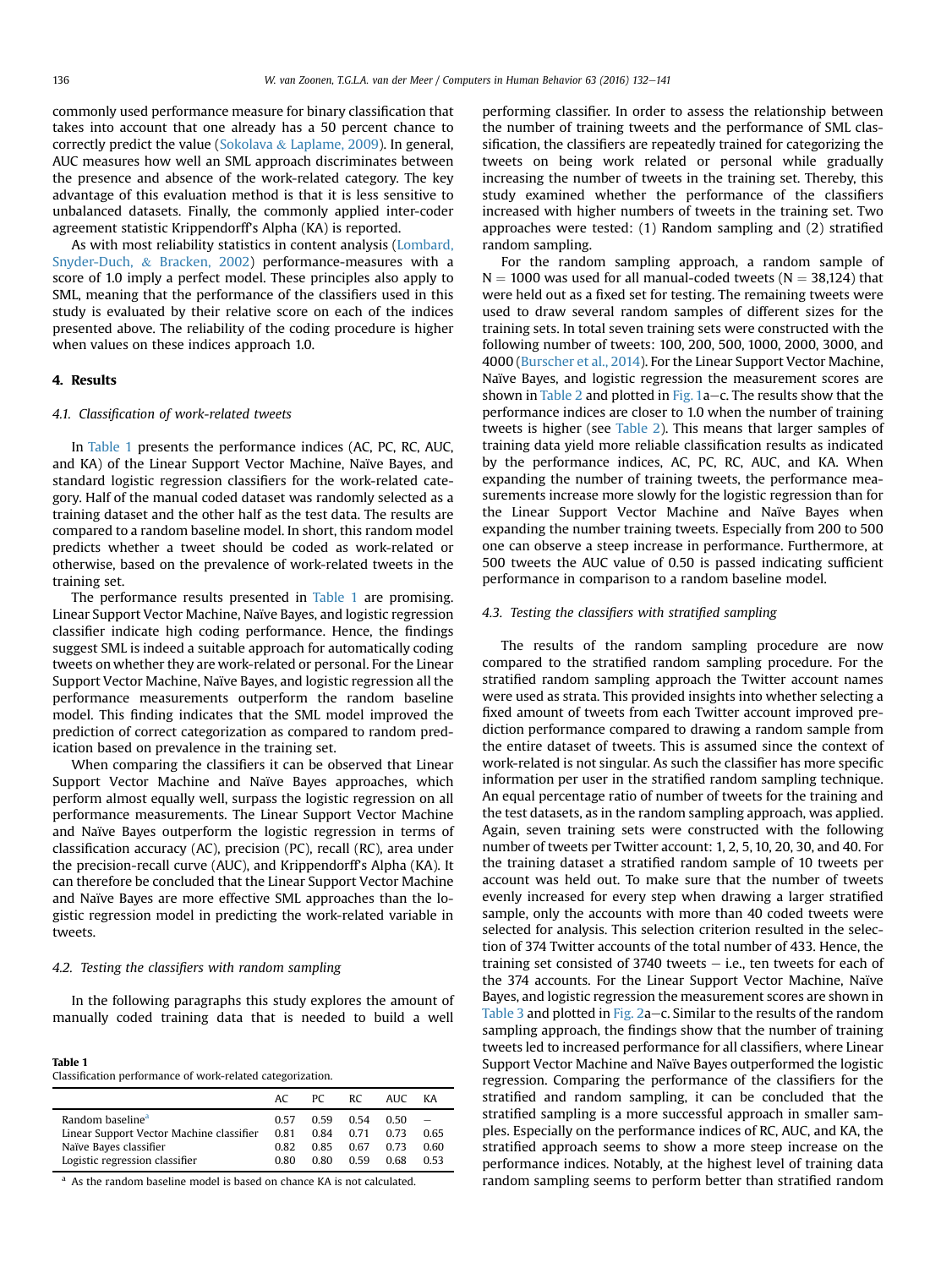commonly used performance measure for binary classification that takes into account that one already has a 50 percent chance to correctly predict the value (Sokolava & Laplame, 2009). In general, AUC measures how well an SML approach discriminates between the presence and absence of the work-related category. The key advantage of this evaluation method is that it is less sensitive to unbalanced datasets. Finally, the commonly applied inter-coder agreement statistic Krippendorff's Alpha (KA) is reported.

As with most reliability statistics in content analysis (Lombard, Snyder-Duch, & Bracken, 2002) performance-measures with a score of 1.0 imply a perfect model. These principles also apply to SML, meaning that the performance of the classifiers used in this study is evaluated by their relative score on each of the indices presented above. The reliability of the coding procedure is higher when values on these indices approach 1.0.

## 4. Results

### 4.1. Classification of work-related tweets

In Table 1 presents the performance indices (AC, PC, RC, AUC, and KA) of the Linear Support Vector Machine, Naïve Bayes, and standard logistic regression classifiers for the work-related category. Half of the manual coded dataset was randomly selected as a training dataset and the other half as the test data. The results are compared to a random baseline model. In short, this random model predicts whether a tweet should be coded as work-related or otherwise, based on the prevalence of work-related tweets in the training set.

The performance results presented in Table 1 are promising. Linear Support Vector Machine, Naïve Bayes, and logistic regression classifier indicate high coding performance. Hence, the findings suggest SML is indeed a suitable approach for automatically coding tweets on whether they are work-related or personal. For the Linear Support Vector Machine, Naïve Bayes, and logistic regression all the performance measurements outperform the random baseline model. This finding indicates that the SML model improved the prediction of correct categorization as compared to random prediction based on prevalence in the training set.

When comparing the classifiers it can be observed that Linear Support Vector Machine and Naïve Bayes approaches, which perform almost equally well, surpass the logistic regression on all performance measurements. The Linear Support Vector Machine and Naïve Bayes outperform the logistic regression in terms of classification accuracy (AC), precision (PC), recall (RC), area under the precision-recall curve (AUC), and Krippendorff's Alpha (KA). It can therefore be concluded that the Linear Support Vector Machine and Naïve Bayes are more effective SML approaches than the logistic regression model in predicting the work-related variable in tweets.

### 4.2. Testing the classifiers with random sampling

In the following paragraphs this study explores the amount of manually coded training data that is needed to build a well performing classifier. In order to assess the relationship between the number of training tweets and the performance of SML classification, the classifiers are repeatedly trained for categorizing the tweets on being work related or personal while gradually increasing the number of tweets in the training set. Thereby, this study examined whether the performance of the classifiers increased with higher numbers of tweets in the training set. Two approaches were tested: (1) Random sampling and (2) stratified random sampling.

For the random sampling approach, a random sample of N = 1000 was used for all manual-coded tweets (N = 38,124) that were held out as a fixed set for testing. The remaining tweets were used to draw several random samples of different sizes for the training sets. In total seven training sets were constructed with the following number of tweets: 100, 200, 500, 1000, 2000, 3000, and 4000 (Burscher et al., 2014). For the Linear Support Vector Machine, Naïve Bayes, and logistic regression the measurement scores are shown in Table 2 and plotted in Fig. 1a–c. The results show that the performance indices are closer to 1.0 when the number of training tweets is higher (see Table 2). This means that larger samples of training data yield more reliable classification results as indicated by the performance indices, AC, PC, RC, AUC, and KA. When expanding the number of training tweets, the performance measurements increase more slowly for the logistic regression than for the Linear Support Vector Machine and Naïve Bayes when expanding the number training tweets. Especially from 200 to 500 one can observe a steep increase in performance. Furthermore, at 500 tweets the AUC value of 0.50 is passed indicating sufficient performance in comparison to a random baseline model.

### 4.3. Testing the classifiers with stratified sampling

The results of the random sampling procedure are now compared to the stratified random sampling procedure. For the stratified random sampling approach the Twitter account names were used as strata. This provided insights into whether selecting a fixed amount of tweets from each Twitter account improved prediction performance compared to drawing a random sample from the entire dataset of tweets. This is assumed since the context of work-related is not singular. As such the classifier has more specific information per user in the stratified random sampling technique. An equal percentage ratio of number of tweets for the training and the test datasets, as in the random sampling approach, was applied. Again, seven training sets were constructed with the following number of tweets per Twitter account: 1, 2, 5, 10, 20, 30, and 40. For the training dataset a stratified random sample of 10 tweets per account was held out. To make sure that the number of tweets evenly increased for every step when drawing a larger stratified sample, only the accounts with more than 40 coded tweets were selected for analysis. This selection criterion resulted in the selection of 374 Twitter accounts of the total number of 433. Hence, the training set consisted of 3740 tweets – i.e., ten tweets for each of the 374 accounts. For the Linear Support Vector Machine, Naïve Bayes, and logistic regression the measurement scores are shown in Table 3 and plotted in Fig. 2a–c. Similar to the results of the random sampling approach, the findings show that the number of training tweets led to increased performance for all classifiers, where Linear Support Vector Machine and Naïve Bayes outperformed the logistic regression. Comparing the performance of the classifiers for the stratified and random sampling, it can be concluded that the stratified sampling is a more successful approach in smaller samples. Especially on the performance indices of RC, AUC, and KA, the stratified approach seems to show a more steep increase on the performance indices. Notably, at the highest level of training data random sampling seems to perform better than stratified random

**Table 1**
Classification performance of work-related categorization.

| | AC | PC | RC | AUC | KA |
|---|---|---|---|---|---|
| Random baseline[a] | 0.57 | 0.59 | 0.54 | 0.50 | – |
| Linear Support Vector Machine classifier | 0.81 | 0.84 | 0.71 | 0.73 | 0.65 |
| Naïve Bayes classifier | 0.82 | 0.85 | 0.67 | 0.73 | 0.60 |
| Logistic regression classifier | 0.80 | 0.80 | 0.59 | 0.68 | 0.53 |

[a] As the random baseline model is based on chance KA is not calculated.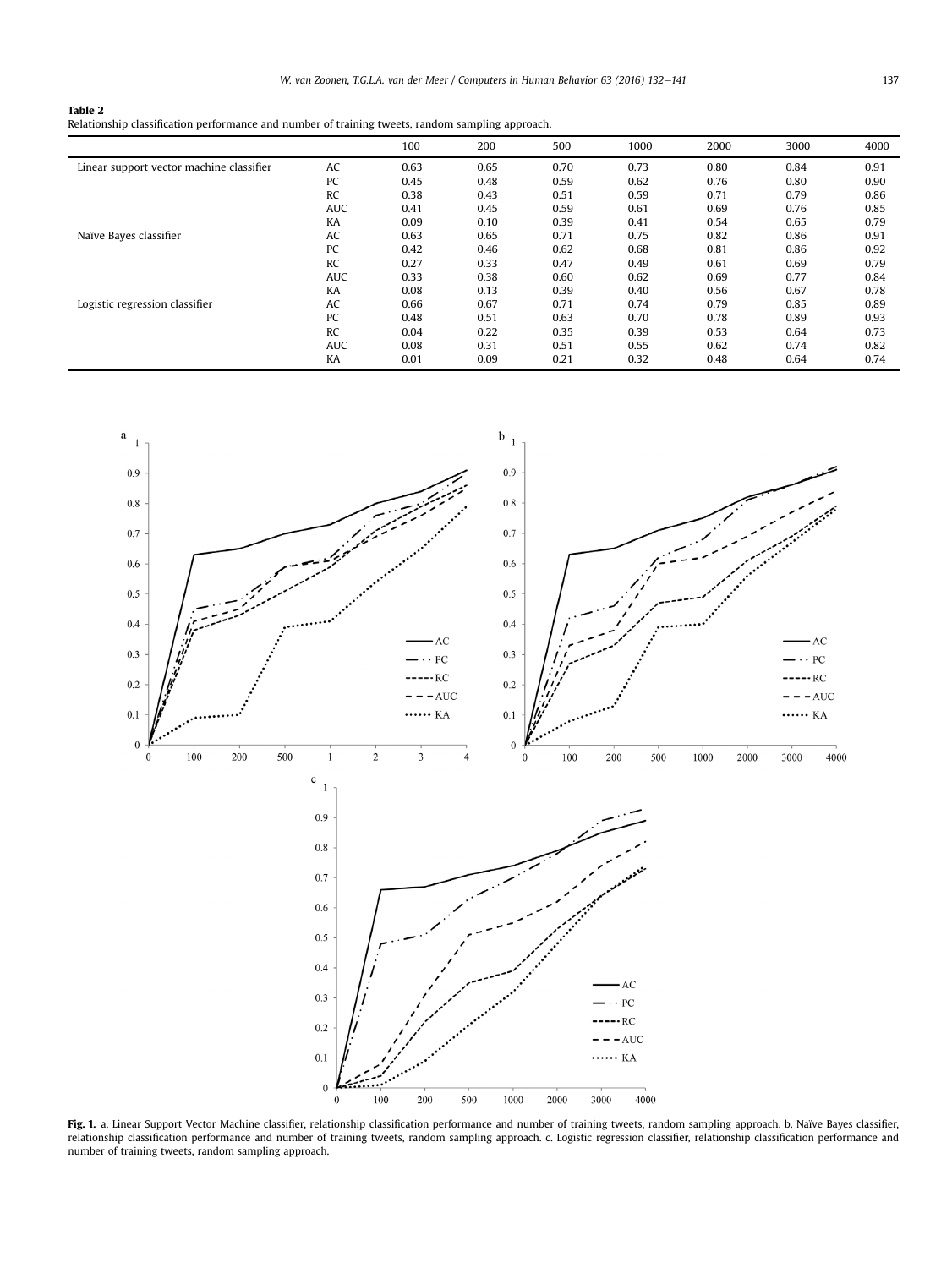**Table 2**
Relationship classification performance and number of training tweets, random sampling approach.

| | | 100 | 200 | 500 | 1000 | 2000 | 3000 | 4000 |
|---|---|---|---|---|---|---|---|---|
| Linear support vector machine classifier | AC | 0.63 | 0.65 | 0.70 | 0.73 | 0.80 | 0.84 | 0.91 |
| | PC | 0.45 | 0.48 | 0.59 | 0.62 | 0.76 | 0.80 | 0.90 |
| | RC | 0.38 | 0.43 | 0.51 | 0.59 | 0.71 | 0.79 | 0.86 |
| | AUC | 0.41 | 0.45 | 0.59 | 0.61 | 0.69 | 0.76 | 0.85 |
| | KA | 0.09 | 0.10 | 0.39 | 0.41 | 0.54 | 0.65 | 0.79 |
| Naïve Bayes classifier | AC | 0.63 | 0.65 | 0.71 | 0.75 | 0.82 | 0.86 | 0.91 |
| | PC | 0.42 | 0.46 | 0.62 | 0.68 | 0.81 | 0.86 | 0.92 |
| | RC | 0.27 | 0.33 | 0.47 | 0.49 | 0.61 | 0.69 | 0.79 |
| | AUC | 0.33 | 0.38 | 0.60 | 0.62 | 0.69 | 0.77 | 0.84 |
| | KA | 0.08 | 0.13 | 0.39 | 0.40 | 0.56 | 0.67 | 0.78 |
| Logistic regression classifier | AC | 0.66 | 0.67 | 0.71 | 0.74 | 0.79 | 0.85 | 0.89 |
| | PC | 0.48 | 0.51 | 0.63 | 0.70 | 0.78 | 0.89 | 0.93 |
| | RC | 0.04 | 0.22 | 0.35 | 0.39 | 0.53 | 0.64 | 0.73 |
| | AUC | 0.08 | 0.31 | 0.51 | 0.55 | 0.62 | 0.74 | 0.82 |
| | KA | 0.01 | 0.09 | 0.21 | 0.32 | 0.48 | 0.64 | 0.74 |

**Fig. 1.** a. Linear Support Vector Machine classifier, relationship classification performance and number of training tweets, random sampling approach. b. Naïve Bayes classifier, relationship classification performance and number of training tweets, random sampling approach. c. Logistic regression classifier, relationship classification performance and number of training tweets, random sampling approach.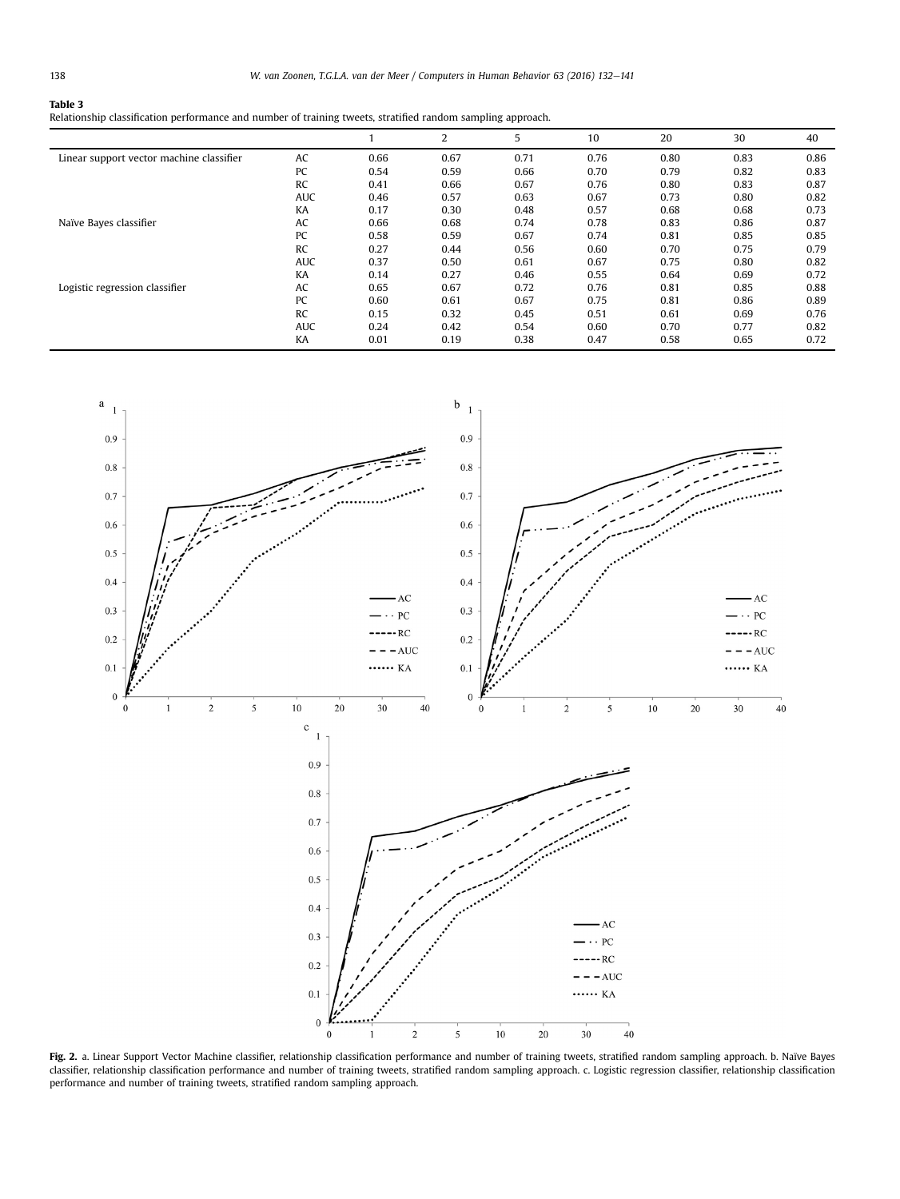**Table 3**
Relationship classification performance and number of training tweets, stratified random sampling approach.

| | | 1 | 2 | 5 | 10 | 20 | 30 | 40 |
|---|---|---|---|---|---|---|---|---|
| Linear support vector machine classifier | AC | 0.66 | 0.67 | 0.71 | 0.76 | 0.80 | 0.83 | 0.86 |
| | PC | 0.54 | 0.59 | 0.66 | 0.70 | 0.79 | 0.82 | 0.83 |
| | RC | 0.41 | 0.66 | 0.67 | 0.76 | 0.80 | 0.83 | 0.87 |
| | AUC | 0.46 | 0.57 | 0.63 | 0.67 | 0.73 | 0.80 | 0.82 |
| | KA | 0.17 | 0.30 | 0.48 | 0.57 | 0.68 | 0.68 | 0.73 |
| Naïve Bayes classifier | AC | 0.66 | 0.68 | 0.74 | 0.78 | 0.83 | 0.86 | 0.87 |
| | PC | 0.58 | 0.59 | 0.67 | 0.74 | 0.81 | 0.85 | 0.85 |
| | RC | 0.27 | 0.44 | 0.56 | 0.60 | 0.70 | 0.75 | 0.79 |
| | AUC | 0.37 | 0.50 | 0.61 | 0.67 | 0.75 | 0.80 | 0.82 |
| | KA | 0.14 | 0.27 | 0.46 | 0.55 | 0.64 | 0.69 | 0.72 |
| Logistic regression classifier | AC | 0.65 | 0.67 | 0.72 | 0.76 | 0.81 | 0.85 | 0.88 |
| | PC | 0.60 | 0.61 | 0.67 | 0.75 | 0.81 | 0.86 | 0.89 |
| | RC | 0.15 | 0.32 | 0.45 | 0.51 | 0.61 | 0.69 | 0.76 |
| | AUC | 0.24 | 0.42 | 0.54 | 0.60 | 0.70 | 0.77 | 0.82 |
| | KA | 0.01 | 0.19 | 0.38 | 0.47 | 0.58 | 0.65 | 0.72 |

**Fig. 2.** a. Linear Support Vector Machine classifier, relationship classification performance and number of training tweets, stratified random sampling approach. b. Naïve Bayes classifier, relationship classification performance and number of training tweets, stratified random sampling approach. c. Logistic regression classifier, relationship classification performance and number of training tweets, stratified random sampling approach.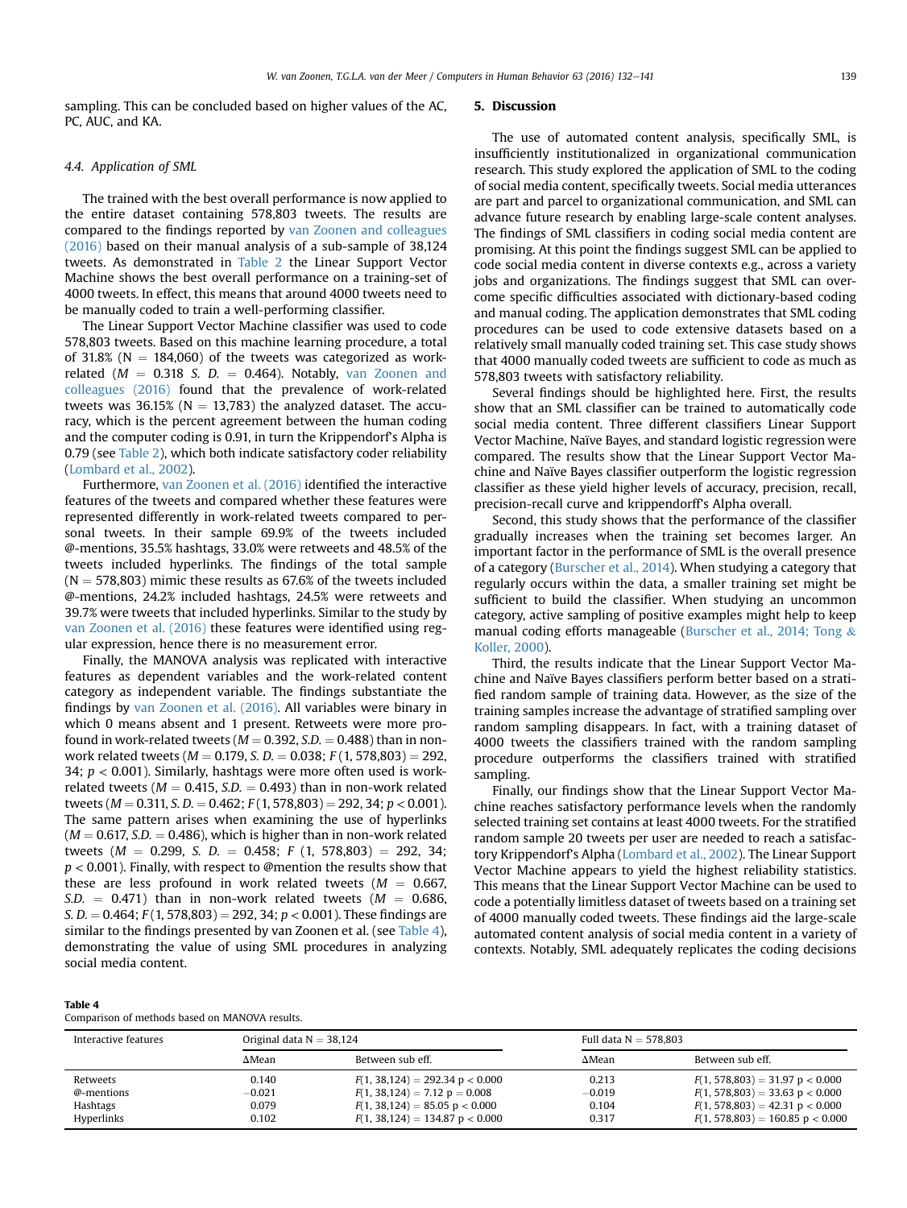sampling. This can be concluded based on higher values of the AC, PC, AUC, and KA.

### 4.4. Application of SML

The trained with the best overall performance is now applied to the entire dataset containing 578,803 tweets. The results are compared to the findings reported by van Zoonen and colleagues (2016) based on their manual analysis of a sub-sample of 38,124 tweets. As demonstrated in Table 2 the Linear Support Vector Machine shows the best overall performance on a training-set of 4000 tweets. In effect, this means that around 4000 tweets need to be manually coded to train a well-performing classifier.

The Linear Support Vector Machine classifier was used to code 578,803 tweets. Based on this machine learning procedure, a total of 31.8% (N = 184,060) of the tweets was categorized as work-related ($M = 0.318$ $S.D. = 0.464$). Notably, van Zoonen and colleagues (2016) found that the prevalence of work-related tweets was 36.15% (N = 13,783) the analyzed dataset. The accuracy, which is the percent agreement between the human coding and the computer coding is 0.91, in turn the Krippendorf's Alpha is 0.79 (see Table 2), which both indicate satisfactory coder reliability (Lombard et al., 2002).

Furthermore, van Zoonen et al. (2016) identified the interactive features of the tweets and compared whether these features were represented differently in work-related tweets compared to personal tweets. In their sample 69.9% of the tweets included @-mentions, 35.5% hashtags, 33.0% were retweets and 48.5% of the tweets included hyperlinks. The findings of the total sample (N = 578,803) mimic these results as 67.6% of the tweets included @-mentions, 24.2% included hashtags, 24.5% were retweets and 39.7% were tweets that included hyperlinks. Similar to the study by van Zoonen et al. (2016) these features were identified using regular expression, hence there is no measurement error.

Finally, the MANOVA analysis was replicated with interactive features as dependent variables and the work-related content category as independent variable. The findings substantiate the findings by van Zoonen et al. (2016). All variables were binary in which 0 means absent and 1 present. Retweets were more profound in work-related tweets ($M = 0.392$, $S.D. = 0.488$) than in non-work related tweets ($M = 0.179$, $S.D. = 0.038$; $F(1, 578{,}803) = 292, 34$; $p < 0.001$). Similarly, hashtags were more often used is work-related tweets ($M = 0.415$, $S.D. = 0.493$) than in non-work related tweets ($M = 0.311$, $S.D. = 0.462$; $F(1, 578{,}803) = 292, 34$; $p < 0.001$). The same pattern arises when examining the use of hyperlinks ($M = 0.617$, $S.D. = 0.486$), which is higher than in non-work related tweets ($M = 0.299$, $S.D. = 0.458$; $F(1, 578{,}803) = 292, 34$; $p < 0.001$). Finally, with respect to @mention the results show that these are less profound in work related tweets ($M = 0.667$, $S.D. = 0.471$) than in non-work related tweets ($M = 0.686$, $S.D. = 0.464$; $F(1, 578{,}803) = 292, 34$; $p < 0.001$). These findings are similar to the findings presented by van Zoonen et al. (see Table 4), demonstrating the value of using SML procedures in analyzing social media content.

## 5. Discussion

The use of automated content analysis, specifically SML, is insufficiently institutionalized in organizational communication research. This study explored the application of SML to the coding of social media content, specifically tweets. Social media utterances are part and parcel to organizational communication, and SML can advance future research by enabling large-scale content analyses. The findings of SML classifiers in coding social media content are promising. At this point the findings suggest SML can be applied to code social media content in diverse contexts e.g., across a variety jobs and organizations. The findings suggest that SML can overcome specific difficulties associated with dictionary-based coding and manual coding. The application demonstrates that SML coding procedures can be used to code extensive datasets based on a relatively small manually coded training set. This case study shows that 4000 manually coded tweets are sufficient to code as much as 578,803 tweets with satisfactory reliability.

Several findings should be highlighted here. First, the results show that an SML classifier can be trained to automatically code social media content. Three different classifiers Linear Support Vector Machine, Naïve Bayes, and standard logistic regression were compared. The results show that the Linear Support Vector Machine and Naïve Bayes classifier outperform the logistic regression classifier as these yield higher levels of accuracy, precision, recall, precision-recall curve and krippendorff's Alpha overall.

Second, this study shows that the performance of the classifier gradually increases when the training set becomes larger. An important factor in the performance of SML is the overall presence of a category (Burscher et al., 2014). When studying a category that regularly occurs within the data, a smaller training set might be sufficient to build the classifier. When studying an uncommon category, active sampling of positive examples might help to keep manual coding efforts manageable (Burscher et al., 2014; Tong & Koller, 2000).

Third, the results indicate that the Linear Support Vector Machine and Naïve Bayes classifiers perform better based on a stratified random sample of training data. However, as the size of the training samples increase the advantage of stratified sampling over random sampling disappears. In fact, with a training dataset of 4000 tweets the classifiers trained with the random sampling procedure outperforms the classifiers trained with stratified sampling.

Finally, our findings show that the Linear Support Vector Machine reaches satisfactory performance levels when the randomly selected training set contains at least 4000 tweets. For the stratified random sample 20 tweets per user are needed to reach a satisfactory Krippendorf's Alpha (Lombard et al., 2002). The Linear Support Vector Machine appears to yield the highest reliability statistics. This means that the Linear Support Vector Machine can be used to code a potentially limitless dataset of tweets based on a training set of 4000 manually coded tweets. These findings aid the large-scale automated content analysis of social media content in a variety of contexts. Notably, SML adequately replicates the coding decisions

**Table 4**
Comparison of methods based on MANOVA results.

| Interactive features | Original data N = 38,124 | | Full data N = 578,803 | |
|---|---|---|---|---|
| | ΔMean | Between sub eff. | ΔMean | Between sub eff. |
| Retweets | 0.140 | $F(1, 38{,}124) = 292.34$ $p < 0.000$ | 0.213 | $F(1, 578{,}803) = 31.97$ $p < 0.000$ |
| @-mentions | −0.021 | $F(1, 38{,}124) = 7.12$ $p = 0.008$ | −0.019 | $F(1, 578{,}803) = 33.63$ $p < 0.000$ |
| Hashtags | 0.079 | $F(1, 38{,}124) = 85.05$ $p < 0.000$ | 0.104 | $F(1, 578{,}803) = 42.31$ $p < 0.000$ |
| Hyperlinks | 0.102 | $F(1, 38{,}124) = 134.87$ $p < 0.000$ | 0.317 | $F(1, 578{,}803) = 160.85$ $p < 0.000$ |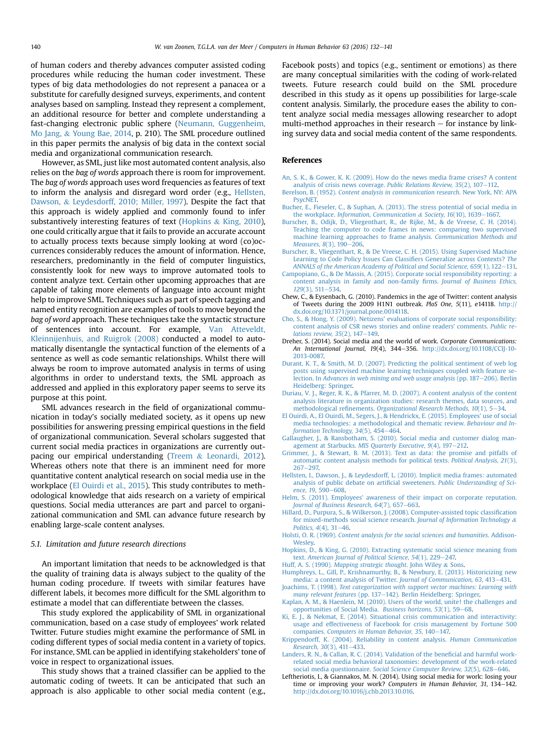of human coders and thereby advances computer assisted coding procedures while reducing the human coder investment. These types of big data methodologies do not represent a panacea or a substitute for carefully designed surveys, experiments, and content analyses based on sampling. Instead they represent a complement, an additional resource for better and complete understanding a fast-changing electronic public sphere (Neumann, Guggenheim, Mo Jang, & Young Bae, 2014, p. 210). The SML procedure outlined in this paper permits the analysis of big data in the context social media and organizational communication research.

However, as SML, just like most automated content analysis, also relies on the *bag of words* approach there is room for improvement. The *bag of words* approach uses word frequencies as features of text to inform the analysis and disregard word order (e.g., Hellsten, Dawson, & Leydesdorff, 2010; Miller, 1997). Despite the fact that this approach is widely applied and commonly found to infer substantively interesting features of text (Hopkins & King, 2010), one could critically argue that it fails to provide an accurate account to actually process texts because simply looking at word (co)occurrences considerably reduces the amount of information. Hence, researchers, predominantly in the field of computer linguistics, consistently look for new ways to improve automated tools to content analyze text. Certain other upcoming approaches that are capable of taking more elements of language into account might help to improve SML. Techniques such as part of speech tagging and named entity recognition are examples of tools to move beyond the *bag of word* approach. These techniques take the syntactic structure of sentences into account. For example, Van Atteveldt, Kleinnijenhuis, and Ruigrok (2008) conducted a model to automatically disentangle the syntactical function of the elements of a sentence as well as code semantic relationships. Whilst there will always be room to improve automated analysis in terms of using algorithms in order to understand texts, the SML approach as addressed and applied in this exploratory paper seems to serve its purpose at this point.

SML advances research in the field of organizational communication in today's socially mediated society, as it opens up new possibilities for answering pressing empirical questions in the field of organizational communication. Several scholars suggested that current social media practices in organizations are currently outpacing our empirical understanding (Treem & Leonardi, 2012). Whereas others note that there is an imminent need for more quantitative content analytical research on social media use in the workplace (El Ouirdi et al., 2015). This study contributes to methodological knowledge that aids research on a variety of empirical questions. Social media utterances are part and parcel to organizational communication and SML can advance future research by enabling large-scale content analyses.

### 5.1. Limitation and future research directions

An important limitation that needs to be acknowledged is that the quality of training data is always subject to the quality of the human coding procedure. If tweets with similar features have different labels, it becomes more difficult for the SML algorithm to estimate a model that can differentiate between the classes.

This study explored the applicability of SML in organizational communication, based on a case study of employees' work related Twitter. Future studies might examine the performance of SML in coding different types of social media content in a variety of topics. For instance, SML can be applied in identifying stakeholders' tone of voice in respect to organizational issues.

This study shows that a trained classifier can be applied to the automatic coding of tweets. It can be anticipated that such an approach is also applicable to other social media content (e.g., Facebook posts) and topics (e.g., sentiment or emotions) as there are many conceptual similarities with the coding of work-related tweets. Future research could build on the SML procedure described in this study as it opens up possibilities for large-scale content analysis. Similarly, the procedure eases the ability to content analyze social media messages allowing researcher to adopt multi-method approaches in their research – for instance by linking survey data and social media content of the same respondents.

## References

An, S. K., & Gower, K. K. (2009). How do the news media frame crises? A content analysis of crisis news coverage. *Public Relations Review, 35*(2), 107–112.

Berelson, B. (1952). *Content analysis in communication research*. New York, NY: APA PsycNET.

Bucher, E., Fieseler, C., & Suphan, A. (2013). The stress potential of social media in the workplace. *Information, Communication & Society, 16*(10), 1639–1667.

Burscher, B., Odijk, D., Vliegenthart, R., de Rijke, M., & de Vreese, C. H. (2014). Teaching the computer to code frames in news: comparing two supervised machine learning approaches to frame analysis. *Communication Methods and Measures, 8*(3), 190–206.

Burscher, B., Vliegenthart, R., & De Vreese, C. H. (2015). Using Supervised Machine Learning to Code Policy Issues Can Classifiers Generalize across Contexts? *The ANNALS of the American Academy of Political and Social Science, 659*(1), 122–131.

Campopiano, G., & De Massis, A. (2015). Corporate social responsibility reporting: a content analysis in family and non-family firms. *Journal of Business Ethics, 129*(3), 511–534.

Chew, C., & Eysenbach, G. (2010). Pandemics in the age of Twitter: content analysis of Tweets during the 2009 H1N1 outbreak. *PloS One, 5*(11), e14118. http://dx.doi.org/10.1371/journal.pone.0014118.

Cho, S., & Hong, Y. (2009). Netizens' evaluations of corporate social responsibility: content analysis of CSR news stories and online readers' comments. *Public relations review, 35*(2), 147–149.

Dreher, S. (2014). Social media and the world of work. *Corporate Communications: An International Journal, 19*(4), 344–356. http://dx.doi.org/10.1108/CCIJ-10-2013-0087.

Durant, K. T., & Smith, M. D. (2007). Predicting the political sentiment of web log posts using supervised machine learning techniques coupled with feature selection. In *Advances in web mining and web usage analysis* (pp. 187–206). Berlin Heidelberg: Springer.

Duriau, V. J., Reger, R. K., & Pfarrer, M. D. (2007). A content analysis of the content analysis literature in organization studies: research themes, data sources, and methodological refinements. *Organizational Research Methods, 10*(1), 5–34.

El Ouirdi, A., El Ouirdi, M., Segers, J., & Hendrickx, E. (2015). Employees' use of social media technologies: a methodological and thematic review. *Behaviour and Information Technology, 34*(5), 454–464.

Gallaugher, J., & Ransbotham, S. (2010). Social media and customer dialog management at Starbucks. *MIS Quarterly Executive, 9*(4), 197–212.

Grimmer, J., & Stewart, B. M. (2013). Text as data: the promise and pitfalls of automatic content analysis methods for political texts. *Political Analysis, 21*(3), 267–297.

Hellsten, I., Dawson, J., & Leydesdorff, L. (2010). Implicit media frames: automated analysis of public debate on artificial sweeteners. *Public Understanding of Science, 19*, 590–608.

Helm, S. (2011). Employees' awareness of their impact on corporate reputation. *Journal of Business Research, 64*(7), 657–663.

Hillard, D., Purpura, S., & Wilkerson, J. (2008). Computer-assisted topic classification for mixed-methods social science research. *Journal of Information Technology & Politics, 4*(4), 31–46.

Holsti, O. R. (1969). *Content analysis for the social sciences and humanities*. Addison-Wesley.

Hopkins, D., & King, G. (2010). Extracting systematic social science meaning from text. *American Journal of Political Science, 54*(1), 229–247.

Huff, A. S. (1990). *Mapping strategic thought*. John Wiley & Sons.

Humphreys, L., Gill, P., Krishnamurthy, B., & Newbury, E. (2013). Historicizing new media: a content analysis of Twitter. *Journal of Communication, 63*, 413–431.

Joachims, T. (1998). *Text categorization with support vector machines: Learning with many relevant features* (pp. 137–142). Berlin Heidelberg: Springer.

Kaplan, A. M., & Haenlein, M. (2010). Users of the world, unite! the challenges and opportunities of Social Media. *Business horizons, 53*(1), 59–68.

Ki, E. J., & Nekmat, E. (2014). Situational crisis communication and interactivity: usage and effectiveness of Facebook for crisis management by Fortune 500 companies. *Computers in Human Behavior, 35*, 140–147.

Krippendorff, K. (2004). Reliability in content analysis. *Human Communication Research, 30*(3), 411–433.

Landers, R. N., & Callan, R. C. (2014). Validation of the beneficial and harmful work-related social media behavioral taxonomies: development of the work-related social media questionnaire. *Social Science Computer Review, 32*(5), 628–646.

Leftheriotis, I., & Giannakos, M. N. (2014). Using social media for work: losing your time or improving your work? *Computers in Human Behavior, 31*, 134–142. http://dx.doi.org/10.1016/j.chb.2013.10.016.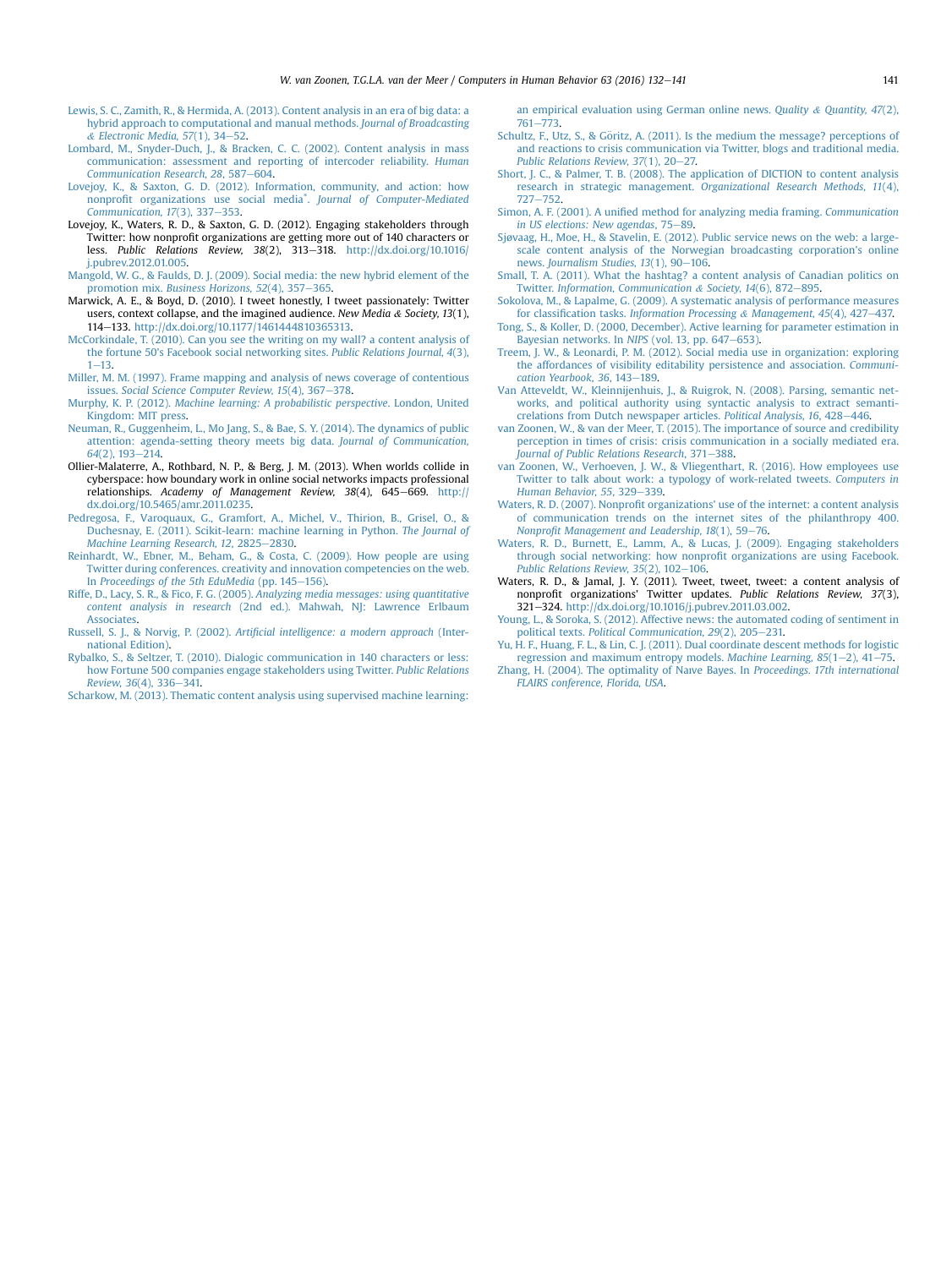Lewis, S. C., Zamith, R., & Hermida, A. (2013). Content analysis in an era of big data: a hybrid approach to computational and manual methods. *Journal of Broadcasting & Electronic Media, 57*(1), 34–52.

Lombard, M., Snyder-Duch, J., & Bracken, C. C. (2002). Content analysis in mass communication: assessment and reporting of intercoder reliability. *Human Communication Research, 28*, 587–604.

Lovejoy, K., & Saxton, G. D. (2012). Information, community, and action: how nonprofit organizations use social media*. *Journal of Computer-Mediated Communication, 17*(3), 337–353.

Lovejoy, K., Waters, R. D., & Saxton, G. D. (2012). Engaging stakeholders through Twitter: how nonprofit organizations are getting more out of 140 characters or less. *Public Relations Review, 38*(2), 313–318. http://dx.doi.org/10.1016/j.pubrev.2012.01.005.

Mangold, W. G., & Faulds, D. J. (2009). Social media: the new hybrid element of the promotion mix. *Business Horizons, 52*(4), 357–365.

Marwick, A. E., & Boyd, D. (2010). I tweet honestly, I tweet passionately: Twitter users, context collapse, and the imagined audience. *New Media & Society, 13*(1), 114–133. http://dx.doi.org/10.1177/1461444810365313.

McCorkindale, T. (2010). Can you see the writing on my wall? a content analysis of the fortune 50's Facebook social networking sites. *Public Relations Journal, 4*(3), 1–13.

Miller, M. M. (1997). Frame mapping and analysis of news coverage of contentious issues. *Social Science Computer Review, 15*(4), 367–378.

Murphy, K. P. (2012). *Machine learning: A probabilistic perspective*. London, United Kingdom: MIT press.

Neuman, R., Guggenheim, L., Mo Jang, S., & Bae, S. Y. (2014). The dynamics of public attention: agenda-setting theory meets big data. *Journal of Communication, 64*(2), 193–214.

Ollier-Malaterre, A., Rothbard, N. P., & Berg, J. M. (2013). When worlds collide in cyberspace: how boundary work in online social networks impacts professional relationships. *Academy of Management Review, 38*(4), 645–669. http://dx.doi.org/10.5465/amr.2011.0235.

Pedregosa, F., Varoquaux, G., Gramfort, A., Michel, V., Thirion, B., Grisel, O., & Duchesnay, E. (2011). Scikit-learn: machine learning in Python. *The Journal of Machine Learning Research, 12*, 2825–2830.

Reinhardt, W., Ebner, M., Beham, G., & Costa, C. (2009). How people are using Twitter during conferences. creativity and innovation competencies on the web. In *Proceedings of the 5th EduMedia* (pp. 145–156).

Riffe, D., Lacy, S. R., & Fico, F. G. (2005). *Analyzing media messages: using quantitative content analysis in research* (2nd ed.). Mahwah, NJ: Lawrence Erlbaum Associates.

Russell, S. J., & Norvig, P. (2002). *Artificial intelligence: a modern approach* (International Edition).

Rybalko, S., & Seltzer, T. (2010). Dialogic communication in 140 characters or less: how Fortune 500 companies engage stakeholders using Twitter. *Public Relations Review, 36*(4), 336–341.

Scharkow, M. (2013). Thematic content analysis using supervised machine learning: an empirical evaluation using German online news. *Quality & Quantity, 47*(2), 761–773.

Schultz, F., Utz, S., & Göritz, A. (2011). Is the medium the message? perceptions of and reactions to crisis communication via Twitter, blogs and traditional media. *Public Relations Review, 37*(1), 20–27.

Short, J. C., & Palmer, T. B. (2008). The application of DICTION to content analysis research in strategic management. *Organizational Research Methods, 11*(4), 727–752.

Simon, A. F. (2001). A unified method for analyzing media framing. *Communication in US elections: New agendas*, 75–89.

Sjøvaag, H., Moe, H., & Stavelin, E. (2012). Public service news on the web: a large-scale content analysis of the Norwegian broadcasting corporation's online news. *Journalism Studies, 13*(1), 90–106.

Small, T. A. (2011). What the hashtag? a content analysis of Canadian politics on Twitter. *Information, Communication & Society, 14*(6), 872–895.

Sokolova, M., & Lapalme, G. (2009). A systematic analysis of performance measures for classification tasks. *Information Processing & Management, 45*(4), 427–437.

Tong, S., & Koller, D. (2000, December). Active learning for parameter estimation in Bayesian networks. In *NIPS* (vol. 13, pp. 647–653).

Treem, J. W., & Leonardi, P. M. (2012). Social media use in organization: exploring the affordances of visibility editability persistence and association. *Communication Yearbook, 36*, 143–189.

Van Atteveldt, W., Kleinnijenhuis, J., & Ruigrok, N. (2008). Parsing, semantic networks, and political authority using syntactic analysis to extract semantic-relations from Dutch newspaper articles. *Political Analysis, 16*, 428–446.

van Zoonen, W., & van der Meer, T. (2015). The importance of source and credibility perception in times of crisis: crisis communication in a socially mediated era. *Journal of Public Relations Research*, 371–388.

van Zoonen, W., Verhoeven, J. W., & Vliegenthart, R. (2016). How employees use Twitter to talk about work: a typology of work-related tweets. *Computers in Human Behavior, 55*, 329–339.

Waters, R. D. (2007). Nonprofit organizations' use of the internet: a content analysis of communication trends on the internet sites of the philanthropy 400. *Nonprofit Management and Leadership, 18*(1), 59–76.

Waters, R. D., Burnett, E., Lamm, A., & Lucas, J. (2009). Engaging stakeholders through social networking: how nonprofit organizations are using Facebook. *Public Relations Review, 35*(2), 102–106.

Waters, R. D., & Jamal, J. Y. (2011). Tweet, tweet, tweet: a content analysis of nonprofit organizations' Twitter updates. *Public Relations Review, 37*(3), 321–324. http://dx.doi.org/10.1016/j.pubrev.2011.03.002.

Young, L., & Soroka, S. (2012). Affective news: the automated coding of sentiment in political texts. *Political Communication, 29*(2), 205–231.

Yu, H. F., Huang, F. L., & Lin, C. J. (2011). Dual coordinate descent methods for logistic regression and maximum entropy models. *Machine Learning, 85*(1–2), 41–75.

Zhang, H. (2004). The optimality of Naive Bayes. In *Proceedings. 17th international FLAIRS conference, Florida, USA*.